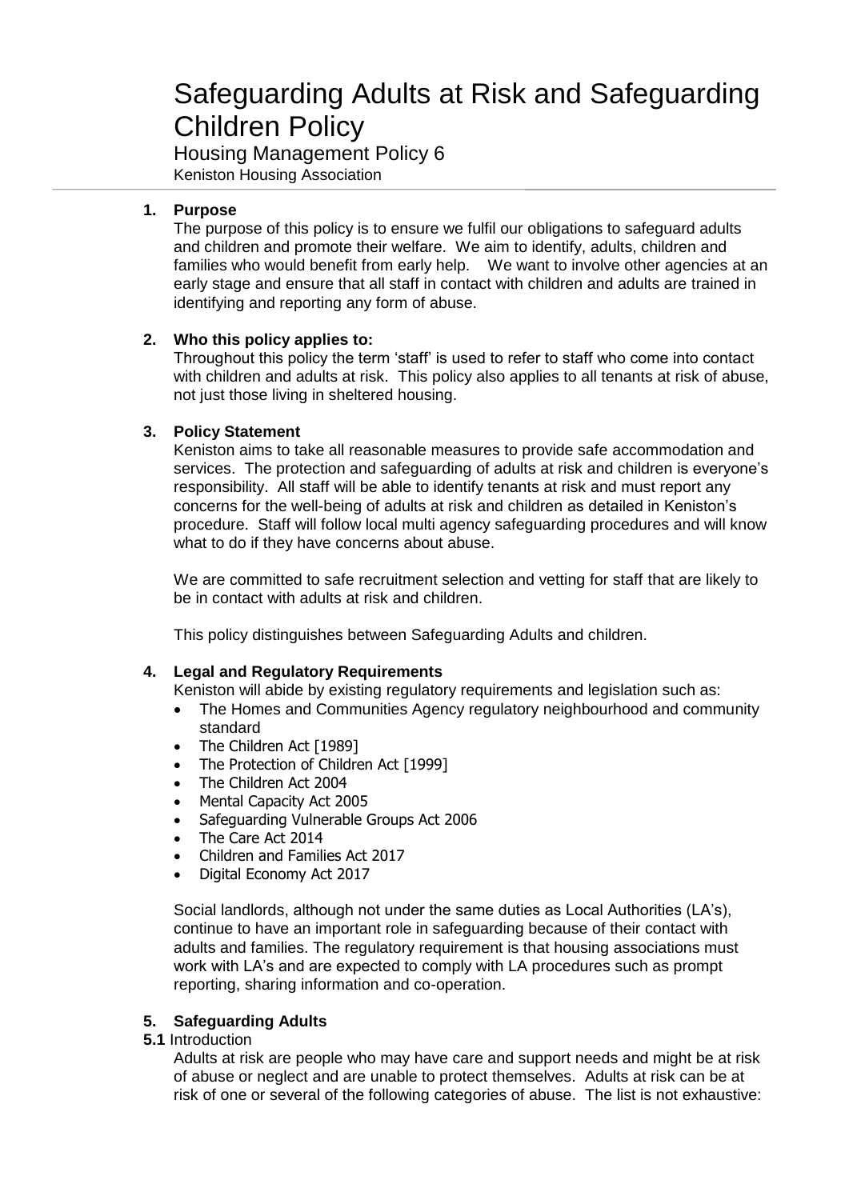# Safeguarding Adults at Risk and Safeguarding Children Policy

Housing Management Policy 6

Keniston Housing Association

## 1. Purpose

The purpose of this policy is to ensure we fulfil our obligations to safeguard adults and children and promote their welfare. We aim to identify, adults, children and families who would benefit from early help. We want to involve other agencies at an early stage and ensure that all staff in contact with children and adults are trained in identifying and reporting any form of abuse.

## 2. Who this policy applies to:

Throughout this policy the term 'staff' is used to refer to staff who come into contact with children and adults at risk. This policy also applies to all tenants at risk of abuse, not just those living in sheltered housing.

## 3. Policy Statement

Keniston aims to take all reasonable measures to provide safe accommodation and services. The protection and safeguarding of adults at risk and children is everyone's responsibility. All staff will be able to identify tenants at risk and must report any concerns for the well-being of adults at risk and children as detailed in Keniston's procedure. Staff will follow local multi agency safeguarding procedures and will know what to do if they have concerns about abuse.

We are committed to safe recruitment selection and vetting for staff that are likely to be in contact with adults at risk and children.

This policy distinguishes between Safeguarding Adults and children.

## 4. Legal and Regulatory Requirements

Keniston will abide by existing regulatory requirements and legislation such as:

- The Homes and Communities Agency regulatory neighbourhood and community standard
- The Children Act [1989]
- The Protection of Children Act [1999]
- The Children Act 2004
- Mental Capacity Act 2005
- Safeguarding Vulnerable Groups Act 2006
- The Care Act 2014
- Children and Families Act 2017
- Digital Economy Act 2017

Social landlords, although not under the same duties as Local Authorities (LA's), continue to have an important role in safeguarding because of their contact with adults and families. The regulatory requirement is that housing associations must work with LA's and are expected to comply with LA procedures such as prompt reporting, sharing information and co-operation.

## 5. Safeguarding Adults

**5.1** Introduction

Adults at risk are people who may have care and support needs and might be at risk of abuse or neglect and are unable to protect themselves. Adults at risk can be at risk of one or several of the following categories of abuse. The list is not exhaustive: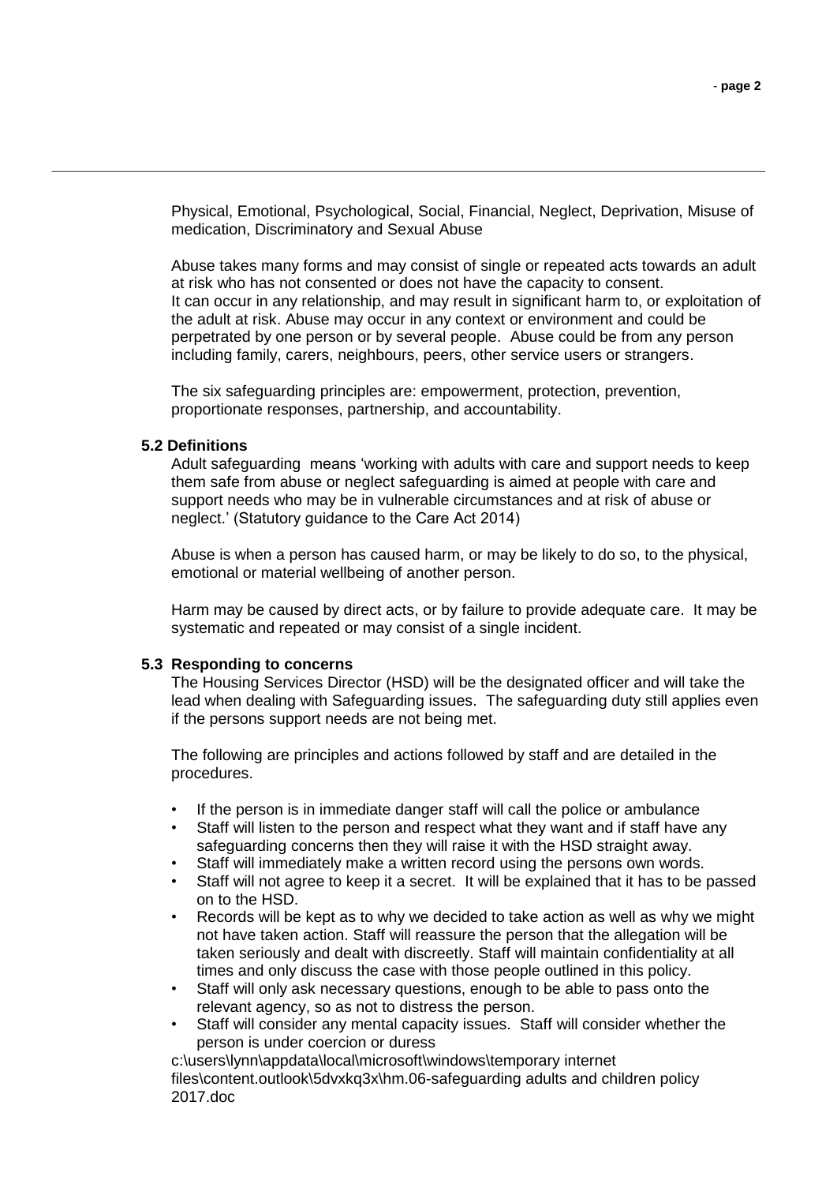Physical, Emotional, Psychological, Social, Financial, Neglect, Deprivation, Misuse of medication, Discriminatory and Sexual Abuse

Abuse takes many forms and may consist of single or repeated acts towards an adult at risk who has not consented or does not have the capacity to consent. It can occur in any relationship, and may result in significant harm to, or exploitation of the adult at risk. Abuse may occur in any context or environment and could be perpetrated by one person or by several people. Abuse could be from any person including family, carers, neighbours, peers, other service users or strangers.

The six safeguarding principles are: empowerment, protection, prevention, proportionate responses, partnership, and accountability.

**5.2 Definitions**

Adult safeguarding means 'working with adults with care and support needs to keep them safe from abuse or neglect safeguarding is aimed at people with care and support needs who may be in vulnerable circumstances and at risk of abuse or neglect.' (Statutory guidance to the Care Act 2014)

Abuse is when a person has caused harm, or may be likely to do so, to the physical, emotional or material wellbeing of another person.

Harm may be caused by direct acts, or by failure to provide adequate care. It may be systematic and repeated or may consist of a single incident.

**5.3 Responding to concerns**

The Housing Services Director (HSD) will be the designated officer and will take the lead when dealing with Safeguarding issues. The safeguarding duty still applies even if the persons support needs are not being met.

The following are principles and actions followed by staff and are detailed in the procedures.

- If the person is in immediate danger staff will call the police or ambulance
- Staff will listen to the person and respect what they want and if staff have any safeguarding concerns then they will raise it with the HSD straight away.
- Staff will immediately make a written record using the persons own words.
- Staff will not agree to keep it a secret. It will be explained that it has to be passed on to the HSD.
- Records will be kept as to why we decided to take action as well as why we might not have taken action. Staff will reassure the person that the allegation will be taken seriously and dealt with discreetly. Staff will maintain confidentiality at all times and only discuss the case with those people outlined in this policy.
- Staff will only ask necessary questions, enough to be able to pass onto the relevant agency, so as not to distress the person.
- Staff will consider any mental capacity issues. Staff will consider whether the person is under coercion or duress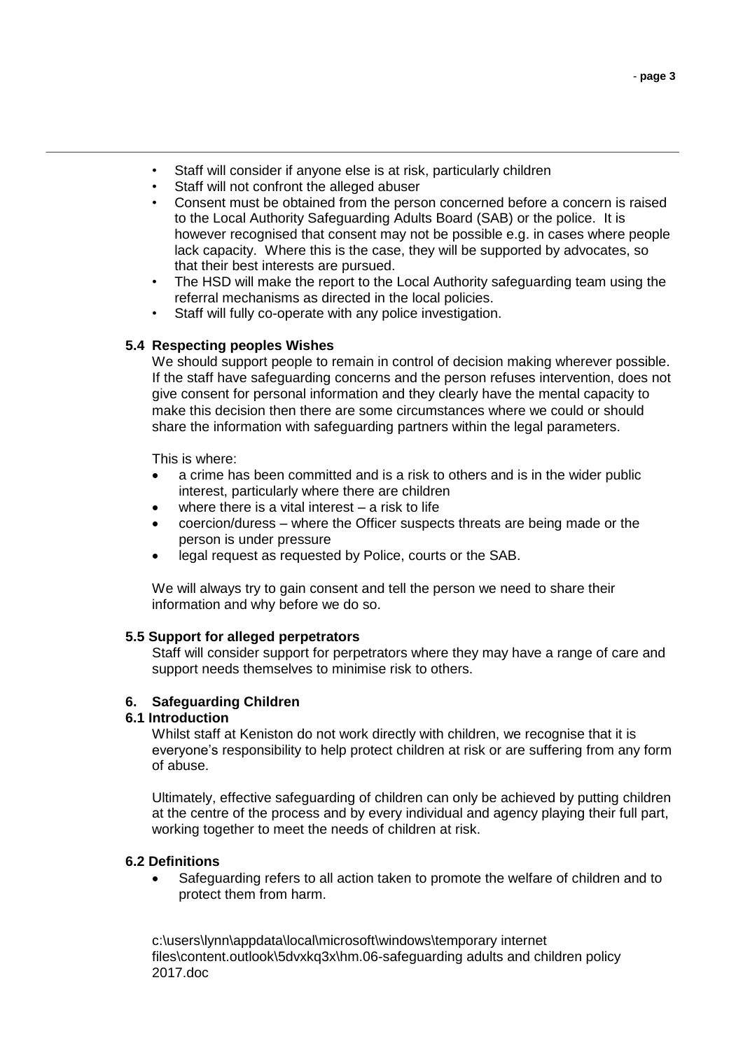- Staff will consider if anyone else is at risk, particularly children
- Staff will not confront the alleged abuser
- Consent must be obtained from the person concerned before a concern is raised to the Local Authority Safeguarding Adults Board (SAB) or the police. It is however recognised that consent may not be possible e.g. in cases where people lack capacity. Where this is the case, they will be supported by advocates, so that their best interests are pursued.
- The HSD will make the report to the Local Authority safeguarding team using the referral mechanisms as directed in the local policies.
- Staff will fully co-operate with any police investigation.

### 5.4 Respecting peoples Wishes

We should support people to remain in control of decision making wherever possible. If the staff have safeguarding concerns and the person refuses intervention, does not give consent for personal information and they clearly have the mental capacity to make this decision then there are some circumstances where we could or should share the information with safeguarding partners within the legal parameters.

This is where:

- a crime has been committed and is a risk to others and is in the wider public interest, particularly where there are children
- where there is a vital interest – a risk to life
- coercion/duress – where the Officer suspects threats are being made or the person is under pressure
- legal request as requested by Police, courts or the SAB.

We will always try to gain consent and tell the person we need to share their information and why before we do so.

### 5.5 Support for alleged perpetrators

Staff will consider support for perpetrators where they may have a range of care and support needs themselves to minimise risk to others.

## 6. Safeguarding Children

### 6.1 Introduction

Whilst staff at Keniston do not work directly with children, we recognise that it is everyone's responsibility to help protect children at risk or are suffering from any form of abuse.

Ultimately, effective safeguarding of children can only be achieved by putting children at the centre of the process and by every individual and agency playing their full part, working together to meet the needs of children at risk.

### 6.2 Definitions

- Safeguarding refers to all action taken to promote the welfare of children and to protect them from harm.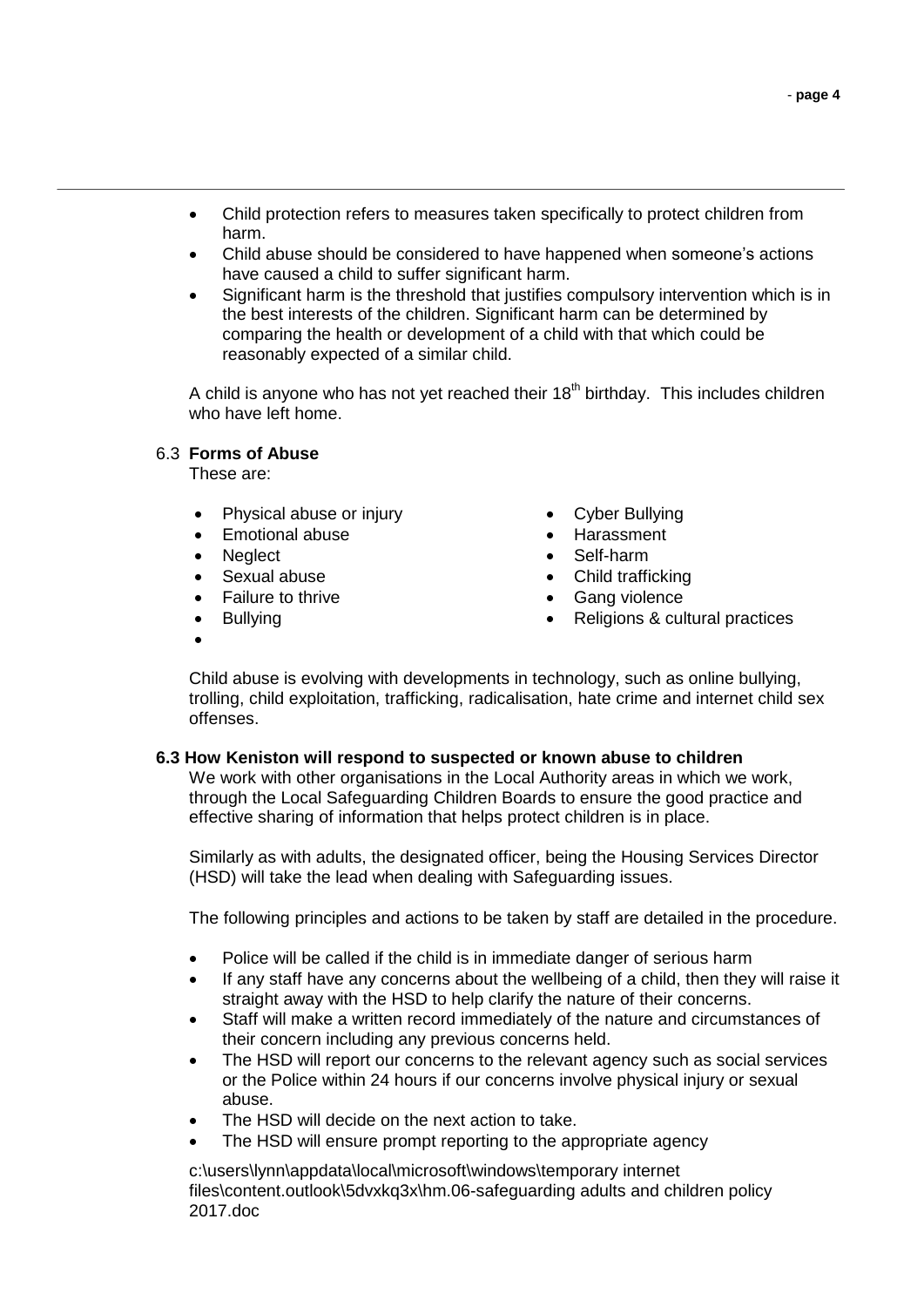- Child protection refers to measures taken specifically to protect children from harm.
- Child abuse should be considered to have happened when someone's actions have caused a child to suffer significant harm.
- Significant harm is the threshold that justifies compulsory intervention which is in the best interests of the children. Significant harm can be determined by comparing the health or development of a child with that which could be reasonably expected of a similar child.

A child is anyone who has not yet reached their 18th birthday. This includes children who have left home.

### 6.3 **Forms of Abuse**

These are:

- Physical abuse or injury
- Emotional abuse
- Neglect
- Sexual abuse
- Failure to thrive
- Bullying
- Cyber Bullying
- Harassment
- Self-harm
- Child trafficking
- Gang violence
- Religions & cultural practices

Child abuse is evolving with developments in technology, such as online bullying, trolling, child exploitation, trafficking, radicalisation, hate crime and internet child sex offenses.

### **6.3 How Keniston will respond to suspected or known abuse to children**

We work with other organisations in the Local Authority areas in which we work, through the Local Safeguarding Children Boards to ensure the good practice and effective sharing of information that helps protect children is in place.

Similarly as with adults, the designated officer, being the Housing Services Director (HSD) will take the lead when dealing with Safeguarding issues.

The following principles and actions to be taken by staff are detailed in the procedure.

- Police will be called if the child is in immediate danger of serious harm
- If any staff have any concerns about the wellbeing of a child, then they will raise it straight away with the HSD to help clarify the nature of their concerns.
- Staff will make a written record immediately of the nature and circumstances of their concern including any previous concerns held.
- The HSD will report our concerns to the relevant agency such as social services or the Police within 24 hours if our concerns involve physical injury or sexual abuse.
- The HSD will decide on the next action to take.
- The HSD will ensure prompt reporting to the appropriate agency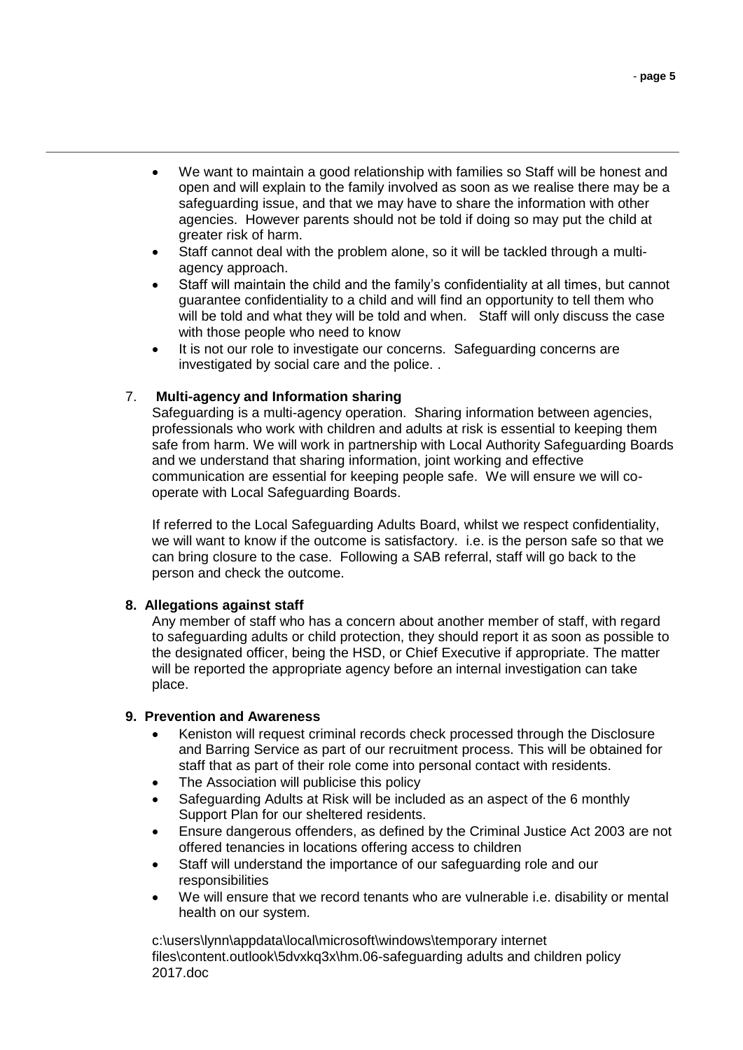- We want to maintain a good relationship with families so Staff will be honest and open and will explain to the family involved as soon as we realise there may be a safeguarding issue, and that we may have to share the information with other agencies. However parents should not be told if doing so may put the child at greater risk of harm.
- Staff cannot deal with the problem alone, so it will be tackled through a multi-agency approach.
- Staff will maintain the child and the family's confidentiality at all times, but cannot guarantee confidentiality to a child and will find an opportunity to tell them who will be told and what they will be told and when. Staff will only discuss the case with those people who need to know
- It is not our role to investigate our concerns. Safeguarding concerns are investigated by social care and the police. .

## 7. Multi-agency and Information sharing

Safeguarding is a multi-agency operation. Sharing information between agencies, professionals who work with children and adults at risk is essential to keeping them safe from harm. We will work in partnership with Local Authority Safeguarding Boards and we understand that sharing information, joint working and effective communication are essential for keeping people safe. We will ensure we will co-operate with Local Safeguarding Boards.

If referred to the Local Safeguarding Adults Board, whilst we respect confidentiality, we will want to know if the outcome is satisfactory. i.e. is the person safe so that we can bring closure to the case. Following a SAB referral, staff will go back to the person and check the outcome.

## 8. Allegations against staff

Any member of staff who has a concern about another member of staff, with regard to safeguarding adults or child protection, they should report it as soon as possible to the designated officer, being the HSD, or Chief Executive if appropriate. The matter will be reported the appropriate agency before an internal investigation can take place.

## 9. Prevention and Awareness

- Keniston will request criminal records check processed through the Disclosure and Barring Service as part of our recruitment process. This will be obtained for staff that as part of their role come into personal contact with residents.
- The Association will publicise this policy
- Safeguarding Adults at Risk will be included as an aspect of the 6 monthly Support Plan for our sheltered residents.
- Ensure dangerous offenders, as defined by the Criminal Justice Act 2003 are not offered tenancies in locations offering access to children
- Staff will understand the importance of our safeguarding role and our responsibilities
- We will ensure that we record tenants who are vulnerable i.e. disability or mental health on our system.

c:\users\lynn\appdata\local\microsoft\windows\temporary internet files\content.outlook\5dvxkq3x\hm.06-safeguarding adults and children policy 2017.doc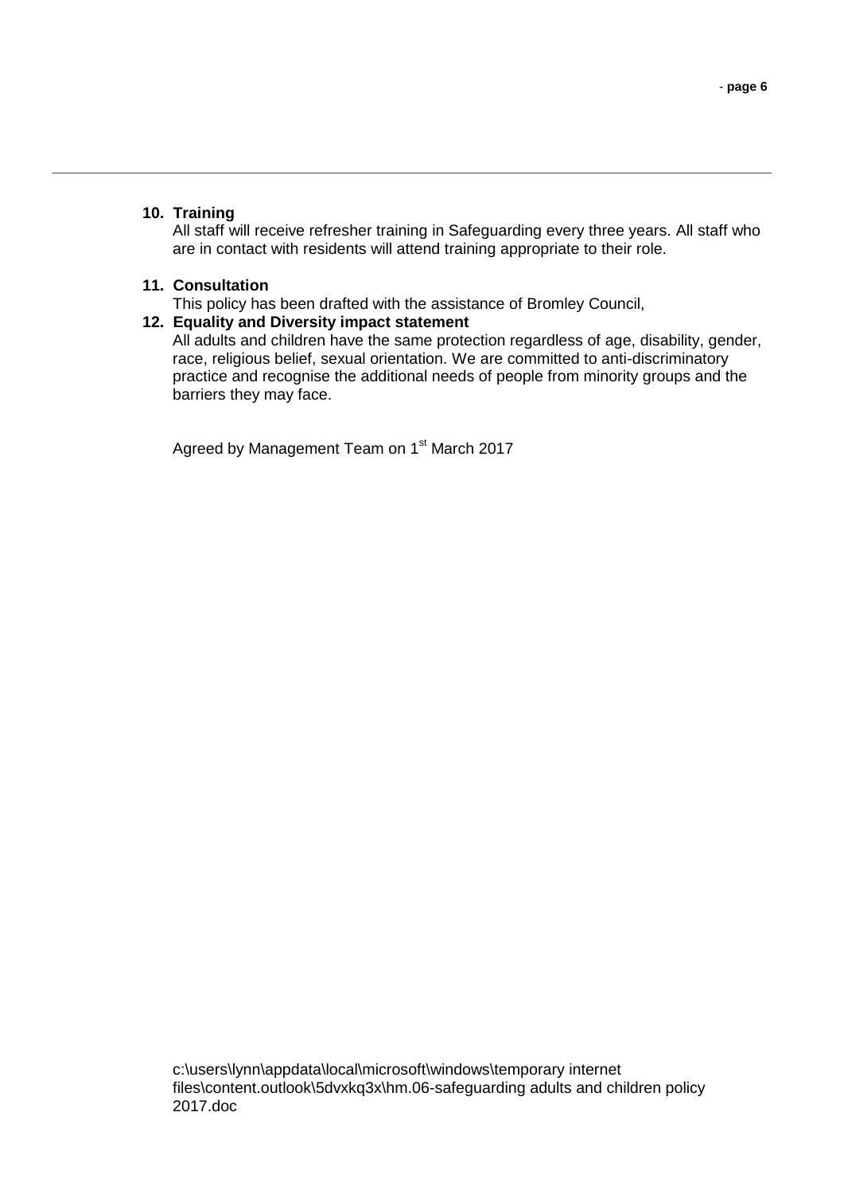## 10. Training

All staff will receive refresher training in Safeguarding every three years. All staff who are in contact with residents will attend training appropriate to their role.

## 11. Consultation

This policy has been drafted with the assistance of Bromley Council,

## 12. Equality and Diversity impact statement

All adults and children have the same protection regardless of age, disability, gender, race, religious belief, sexual orientation. We are committed to anti-discriminatory practice and recognise the additional needs of people from minority groups and the barriers they may face.

Agreed by Management Team on 1st March 2017

c:\users\lynn\appdata\local\microsoft\windows\temporary internet files\content.outlook\5dvxkq3x\hm.06-safeguarding adults and children policy 2017.doc